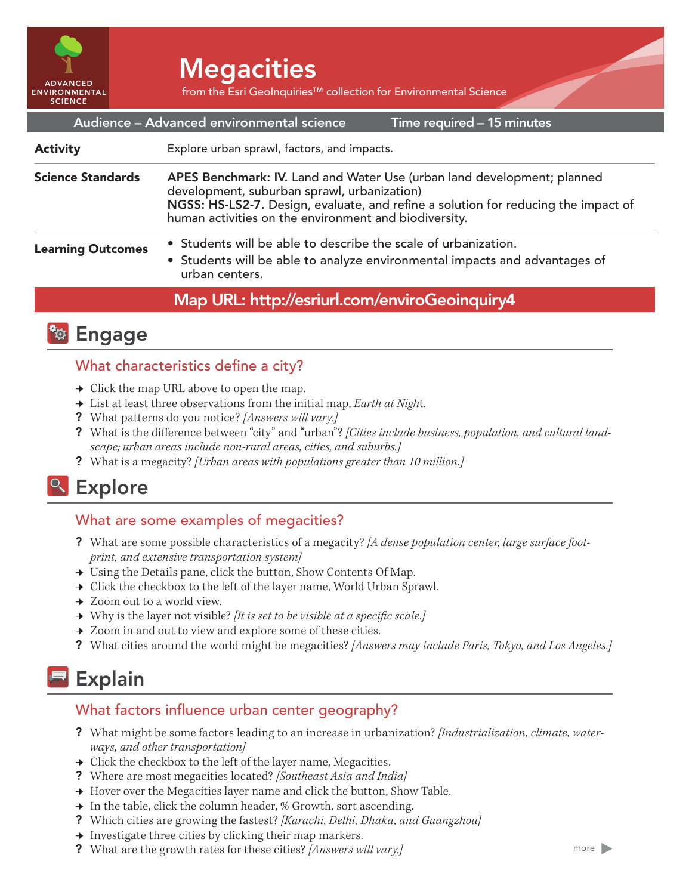ADVANCED ENVIRONMENTAL SCIENCE

# Megacities

from the Esri GeoInquiries™ collection for Environmental Science

**Audience – Advanced environmental science** | **Time required – 15 minutes**

| | |
|---|---|
| **Activity** | Explore urban sprawl, factors, and impacts. |
| **Science Standards** | **APES Benchmark: IV.** Land and Water Use (urban land development; planned development, suburban sprawl, urbanization)<br>**NGSS: HS-LS2-7.** Design, evaluate, and refine a solution for reducing the impact of human activities on the environment and biodiversity. |
| **Learning Outcomes** | • Students will be able to describe the scale of urbanization.<br>• Students will be able to analyze environmental impacts and advantages of urban centers. |

**Map URL: http://esriurl.com/enviroGeoinquiry4**

## Engage

### What characteristics define a city?

→ Click the map URL above to open the map.

→ List at least three observations from the initial map, *Earth at Night*.

? What patterns do you notice? *[Answers will vary.]*

? What is the difference between "city" and "urban"? *[Cities include business, population, and cultural landscape; urban areas include non-rural areas, cities, and suburbs.]*

? What is a megacity? *[Urban areas with populations greater than 10 million.]*

## Explore

### What are some examples of megacities?

? What are some possible characteristics of a megacity? *[A dense population center, large surface footprint, and extensive transportation system]*

→ Using the Details pane, click the button, Show Contents Of Map.

→ Click the checkbox to the left of the layer name, World Urban Sprawl.

→ Zoom out to a world view.

→ Why is the layer not visible? *[It is set to be visible at a specific scale.]*

→ Zoom in and out to view and explore some of these cities.

? What cities around the world might be megacities? *[Answers may include Paris, Tokyo, and Los Angeles.]*

## Explain

### What factors influence urban center geography?

? What might be some factors leading to an increase in urbanization? *[Industrialization, climate, waterways, and other transportation]*

→ Click the checkbox to the left of the layer name, Megacities.

? Where are most megacities located? *[Southeast Asia and India]*

→ Hover over the Megacities layer name and click the button, Show Table.

→ In the table, click the column header, % Growth. sort ascending.

? Which cities are growing the fastest? *[Karachi, Delhi, Dhaka, and Guangzhou]*

→ Investigate three cities by clicking their map markers.

? What are the growth rates for these cities? *[Answers will vary.]*

more ▶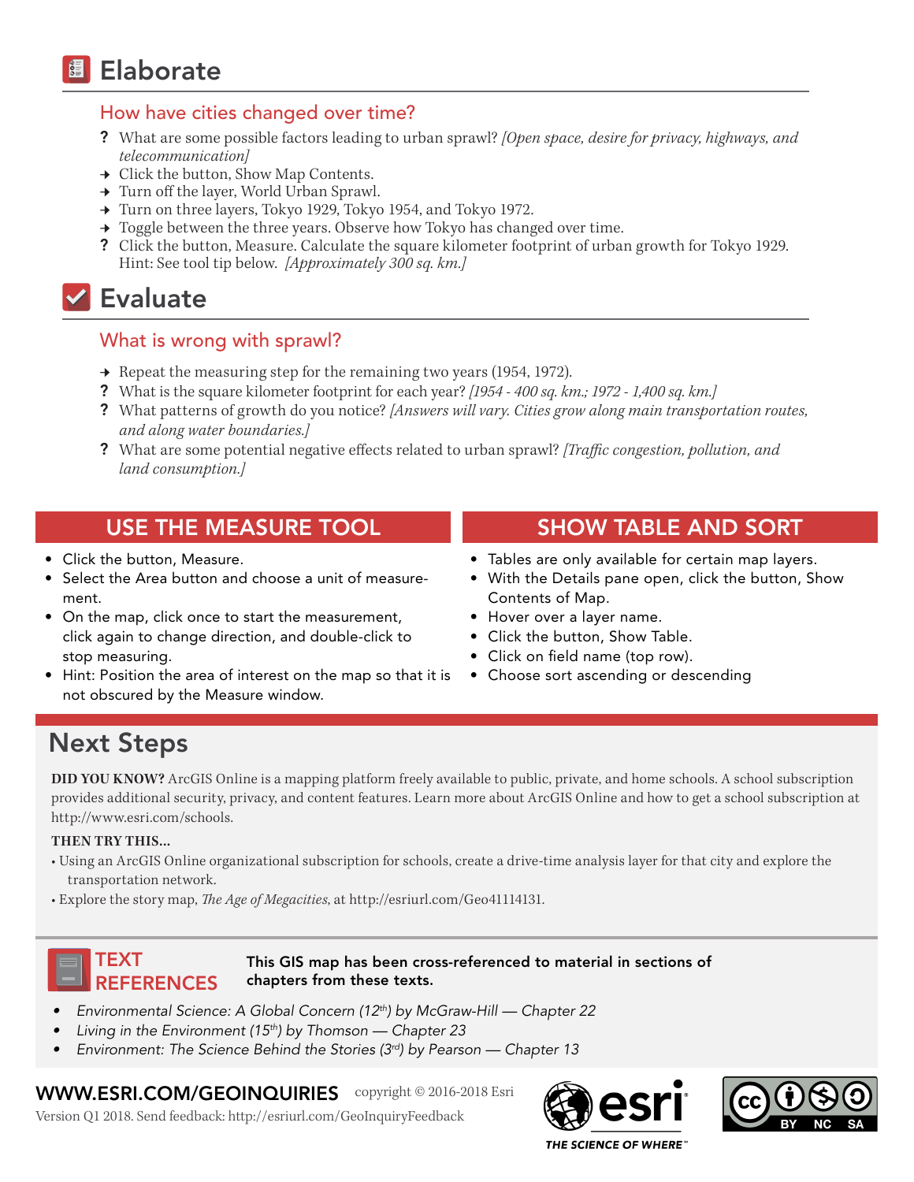## Elaborate

### How have cities changed over time?

- ? What are some possible factors leading to urban sprawl? *[Open space, desire for privacy, highways, and telecommunication]*
- → Click the button, Show Map Contents.
- → Turn off the layer, World Urban Sprawl.
- → Turn on three layers, Tokyo 1929, Tokyo 1954, and Tokyo 1972.
- → Toggle between the three years. Observe how Tokyo has changed over time.
- ? Click the button, Measure. Calculate the square kilometer footprint of urban growth for Tokyo 1929. Hint: See tool tip below. *[Approximately 300 sq. km.]*

## Evaluate

### What is wrong with sprawl?

- → Repeat the measuring step for the remaining two years (1954, 1972).
- ? What is the square kilometer footprint for each year? *[1954 - 400 sq. km.; 1972 - 1,400 sq. km.]*
- ? What patterns of growth do you notice? *[Answers will vary. Cities grow along main transportation routes, and along water boundaries.]*
- ? What are some potential negative effects related to urban sprawl? *[Traffic congestion, pollution, and land consumption.]*

### USE THE MEASURE TOOL

- Click the button, Measure.
- Select the Area button and choose a unit of measurement.
- On the map, click once to start the measurement, click again to change direction, and double-click to stop measuring.
- Hint: Position the area of interest on the map so that it is not obscured by the Measure window.

### SHOW TABLE AND SORT

- Tables are only available for certain map layers.
- With the Details pane open, click the button, Show Contents of Map.
- Hover over a layer name.
- Click the button, Show Table.
- Click on field name (top row).
- Choose sort ascending or descending

## Next Steps

**DID YOU KNOW?** ArcGIS Online is a mapping platform freely available to public, private, and home schools. A school subscription provides additional security, privacy, and content features. Learn more about ArcGIS Online and how to get a school subscription at http://www.esri.com/schools.

**THEN TRY THIS...**

- Using an ArcGIS Online organizational subscription for schools, create a drive-time analysis layer for that city and explore the transportation network.
- Explore the story map, *The Age of Megacities*, at http://esriurl.com/Geo41114131.

### TEXT REFERENCES

**This GIS map has been cross-referenced to material in sections of chapters from these texts.**

- *Environmental Science: A Global Concern (12th) by McGraw-Hill — Chapter 22*
- *Living in the Environment (15th) by Thomson — Chapter 23*
- *Environment: The Science Behind the Stories (3rd) by Pearson — Chapter 13*

**WWW.ESRI.COM/GEOINQUIRIES** copyright © 2016-2018 Esri

Version Q1 2018. Send feedback: http://esriurl.com/GeoInquiryFeedback

esri THE SCIENCE OF WHERE™

BY NC SA